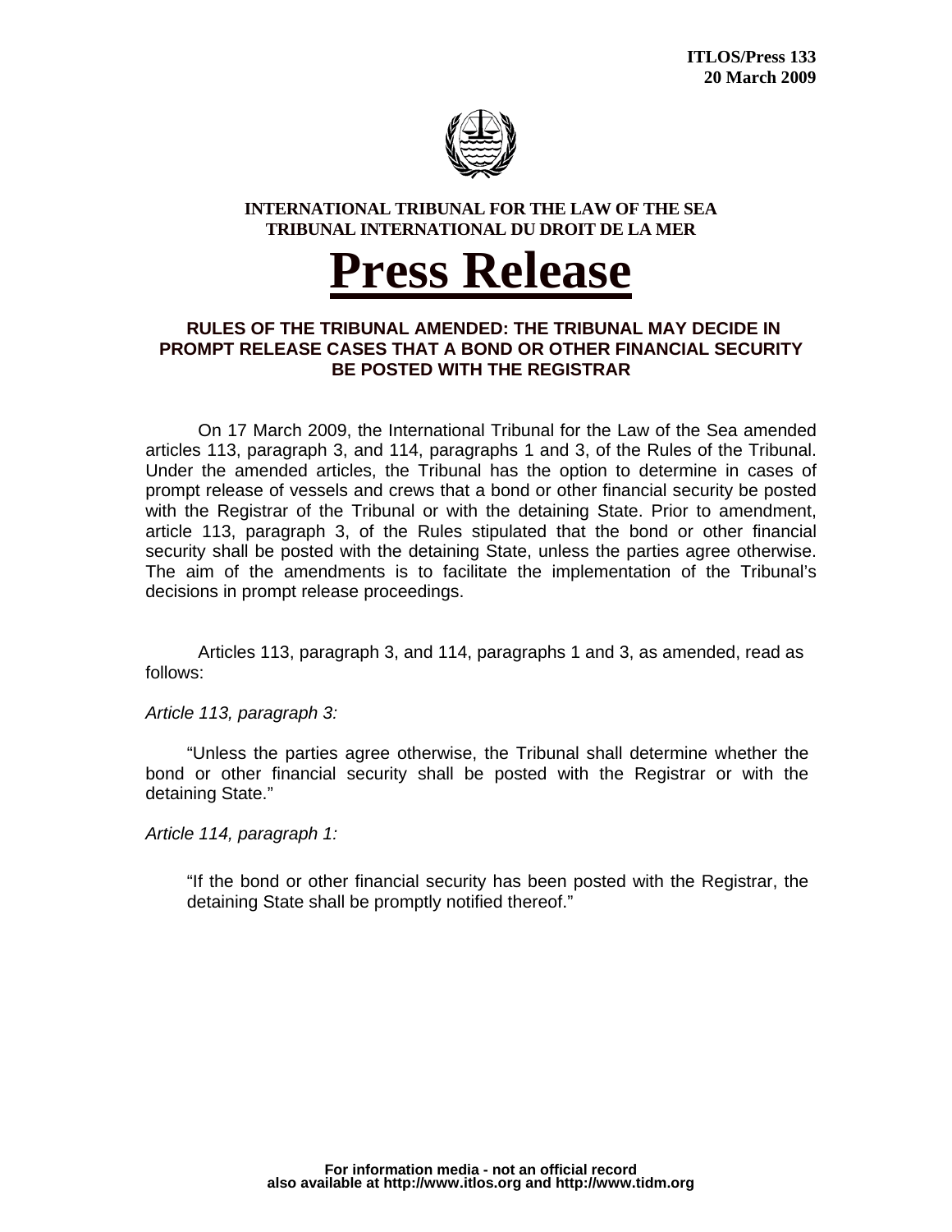**ITLOS/Press 133**
**20 March 2009**

**INTERNATIONAL TRIBUNAL FOR THE LAW OF THE SEA**
**TRIBUNAL INTERNATIONAL DU DROIT DE LA MER**

# Press Release

## RULES OF THE TRIBUNAL AMENDED: THE TRIBUNAL MAY DECIDE IN PROMPT RELEASE CASES THAT A BOND OR OTHER FINANCIAL SECURITY BE POSTED WITH THE REGISTRAR

On 17 March 2009, the International Tribunal for the Law of the Sea amended articles 113, paragraph 3, and 114, paragraphs 1 and 3, of the Rules of the Tribunal. Under the amended articles, the Tribunal has the option to determine in cases of prompt release of vessels and crews that a bond or other financial security be posted with the Registrar of the Tribunal or with the detaining State. Prior to amendment, article 113, paragraph 3, of the Rules stipulated that the bond or other financial security shall be posted with the detaining State, unless the parties agree otherwise. The aim of the amendments is to facilitate the implementation of the Tribunal's decisions in prompt release proceedings.

Articles 113, paragraph 3, and 114, paragraphs 1 and 3, as amended, read as follows:

*Article 113, paragraph 3:*

"Unless the parties agree otherwise, the Tribunal shall determine whether the bond or other financial security shall be posted with the Registrar or with the detaining State."

*Article 114, paragraph 1:*

"If the bond or other financial security has been posted with the Registrar, the detaining State shall be promptly notified thereof."

**For information media - not an official record**
**also available at http://www.itlos.org and http://www.tidm.org**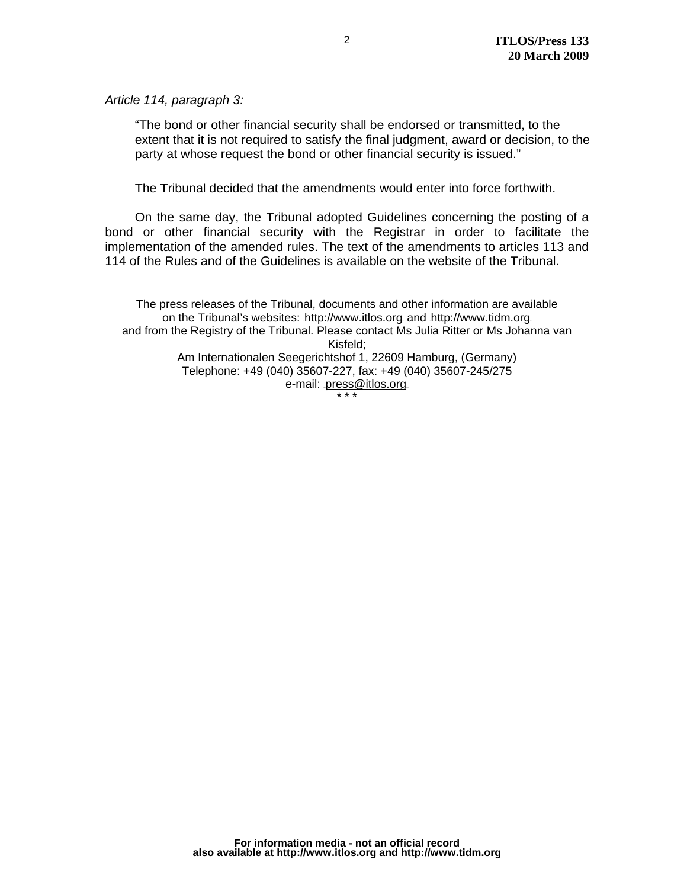*Article 114, paragraph 3:*

> "The bond or other financial security shall be endorsed or transmitted, to the extent that it is not required to satisfy the final judgment, award or decision, to the party at whose request the bond or other financial security is issued."

The Tribunal decided that the amendments would enter into force forthwith.

On the same day, the Tribunal adopted Guidelines concerning the posting of a bond or other financial security with the Registrar in order to facilitate the implementation of the amended rules. The text of the amendments to articles 113 and 114 of the Rules and of the Guidelines is available on the website of the Tribunal.

The press releases of the Tribunal, documents and other information are available on the Tribunal's websites: http://www.itlos.org and http://www.tidm.org and from the Registry of the Tribunal. Please contact Ms Julia Ritter or Ms Johanna van Kisfeld;
Am Internationalen Seegerichtshof 1, 22609 Hamburg, (Germany)
Telephone: +49 (040) 35607-227, fax: +49 (040) 35607-245/275
e-mail: press@itlos.org

\* \* \*

**For information media - not an official record**
**also available at http://www.itlos.org and http://www.tidm.org**